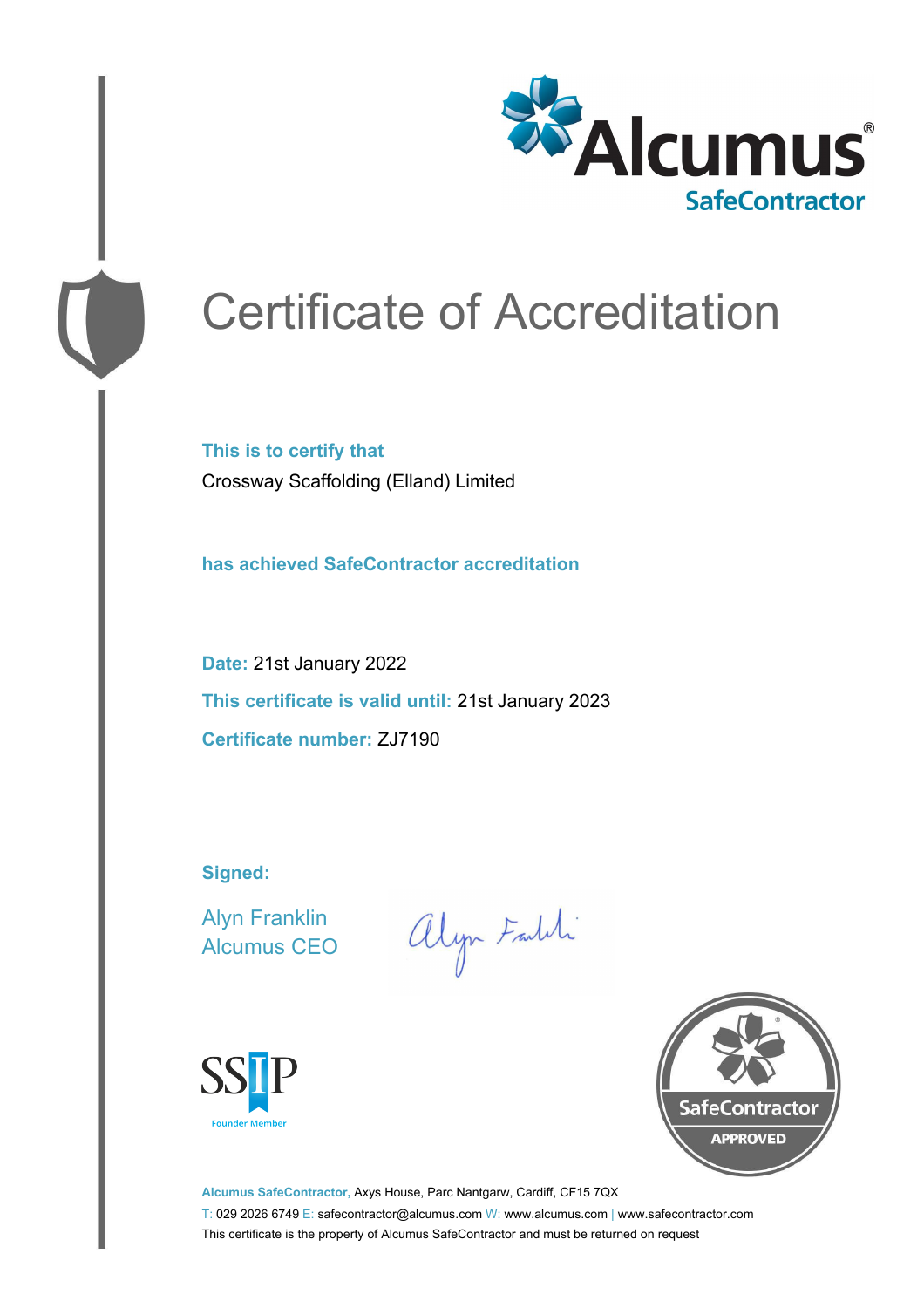Alcumus® SafeContractor

# Certificate of Accreditation

**This is to certify that**

Crossway Scaffolding (Elland) Limited

**has achieved SafeContractor accreditation**

**Date:** 21st January 2022

**This certificate is valid until:** 21st January 2023

**Certificate number:** ZJ7190

**Signed:**

Alyn Franklin
Alcumus CEO

SSIP Founder Member

SafeContractor APPROVED

**Alcumus SafeContractor,** Axys House, Parc Nantgarw, Cardiff, CF15 7QX

T: 029 2026 6749 E: safecontractor@alcumus.com W: www.alcumus.com | www.safecontractor.com

This certificate is the property of Alcumus SafeContractor and must be returned on request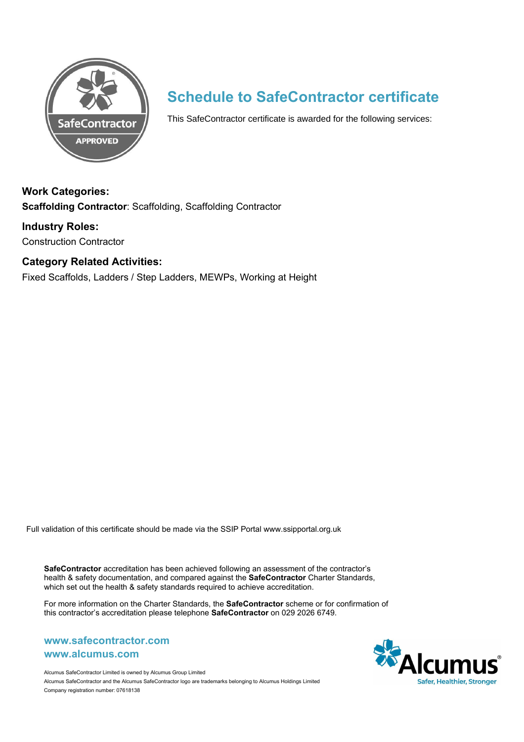# Schedule to SafeContractor certificate

This SafeContractor certificate is awarded for the following services:

### Work Categories:

**Scaffolding Contractor**: Scaffolding, Scaffolding Contractor

### Industry Roles:

Construction Contractor

### Category Related Activities:

Fixed Scaffolds, Ladders / Step Ladders, MEWPs, Working at Height

Full validation of this certificate should be made via the SSIP Portal www.ssipportal.org.uk

**SafeContractor** accreditation has been achieved following an assessment of the contractor's health & safety documentation, and compared against the **SafeContractor** Charter Standards, which set out the health & safety standards required to achieve accreditation.

For more information on the Charter Standards, the **SafeContractor** scheme or for confirmation of this contractor's accreditation please telephone **SafeContractor** on 029 2026 6749.

**www.safecontractor.com**
**www.alcumus.com**

Alcumus SafeContractor Limited is owned by Alcumus Group Limited
Alcumus SafeContractor and the Alcumus SafeContractor logo are trademarks belonging to Alcumus Holdings Limited
Company registration number: 07618138